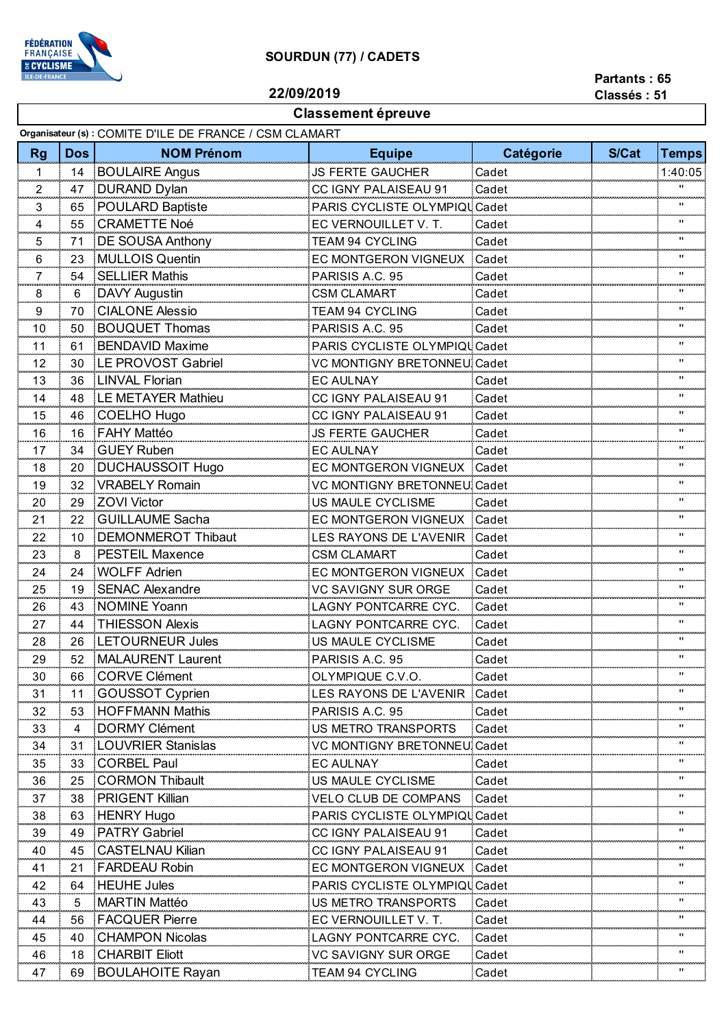FÉDÉRATION FRANÇAISE DE CYCLISME ILE-DE-FRANCE

# SOURDUN (77) / CADETS

22/09/2019

Partants : 65
Classés : 51

## Classement épreuve

**Organisateur (s) :** COMITE D'ILE DE FRANCE / CSM CLAMART

| Rg | Dos | NOM Prénom | Equipe | Catégorie | S/Cat | Temps |
|---|---|---|---|---|---|---|
| 1 | 14 | BOULAIRE Angus | JS FERTE GAUCHER | Cadet | | 1:40:05 |
| 2 | 47 | DURAND Dylan | CC IGNY PALAISEAU 91 | Cadet | | " |
| 3 | 65 | POULARD Baptiste | PARIS CYCLISTE OLYMPIQU | Cadet | | " |
| 4 | 55 | CRAMETTE Noé | EC VERNOUILLET V. T. | Cadet | | " |
| 5 | 71 | DE SOUSA Anthony | TEAM 94 CYCLING | Cadet | | " |
| 6 | 23 | MULLOIS Quentin | EC MONTGERON VIGNEUX | Cadet | | " |
| 7 | 54 | SELLIER Mathis | PARISIS A.C. 95 | Cadet | | " |
| 8 | 6 | DAVY Augustin | CSM CLAMART | Cadet | | " |
| 9 | 70 | CIALONE Alessio | TEAM 94 CYCLING | Cadet | | " |
| 10 | 50 | BOUQUET Thomas | PARISIS A.C. 95 | Cadet | | " |
| 11 | 61 | BENDAVID Maxime | PARIS CYCLISTE OLYMPIQU | Cadet | | " |
| 12 | 30 | LE PROVOST Gabriel | VC MONTIGNY BRETONNEU | Cadet | | " |
| 13 | 36 | LINVAL Florian | EC AULNAY | Cadet | | " |
| 14 | 48 | LE METAYER Mathieu | CC IGNY PALAISEAU 91 | Cadet | | " |
| 15 | 46 | COELHO Hugo | CC IGNY PALAISEAU 91 | Cadet | | " |
| 16 | 16 | FAHY Mattéo | JS FERTE GAUCHER | Cadet | | " |
| 17 | 34 | GUEY Ruben | EC AULNAY | Cadet | | " |
| 18 | 20 | DUCHAUSSOIT Hugo | EC MONTGERON VIGNEUX | Cadet | | " |
| 19 | 32 | VRABELY Romain | VC MONTIGNY BRETONNEU | Cadet | | " |
| 20 | 29 | ZOVI Victor | US MAULE CYCLISME | Cadet | | " |
| 21 | 22 | GUILLAUME Sacha | EC MONTGERON VIGNEUX | Cadet | | " |
| 22 | 10 | DEMONMEROT Thibaut | LES RAYONS DE L'AVENIR | Cadet | | " |
| 23 | 8 | PESTEIL Maxence | CSM CLAMART | Cadet | | " |
| 24 | 24 | WOLFF Adrien | EC MONTGERON VIGNEUX | Cadet | | " |
| 25 | 19 | SENAC Alexandre | VC SAVIGNY SUR ORGE | Cadet | | " |
| 26 | 43 | NOMINE Yoann | LAGNY PONTCARRE CYC. | Cadet | | " |
| 27 | 44 | THIESSON Alexis | LAGNY PONTCARRE CYC. | Cadet | | " |
| 28 | 26 | LETOURNEUR Jules | US MAULE CYCLISME | Cadet | | " |
| 29 | 52 | MALAURENT Laurent | PARISIS A.C. 95 | Cadet | | " |
| 30 | 66 | CORVE Clément | OLYMPIQUE C.V.O. | Cadet | | " |
| 31 | 11 | GOUSSOT Cyprien | LES RAYONS DE L'AVENIR | Cadet | | " |
| 32 | 53 | HOFFMANN Mathis | PARISIS A.C. 95 | Cadet | | " |
| 33 | 4 | DORMY Clément | US METRO TRANSPORTS | Cadet | | " |
| 34 | 31 | LOUVRIER Stanislas | VC MONTIGNY BRETONNEU | Cadet | | " |
| 35 | 33 | CORBEL Paul | EC AULNAY | Cadet | | " |
| 36 | 25 | CORMON Thibault | US MAULE CYCLISME | Cadet | | " |
| 37 | 38 | PRIGENT Killian | VELO CLUB DE COMPANS | Cadet | | " |
| 38 | 63 | HENRY Hugo | PARIS CYCLISTE OLYMPIQU | Cadet | | " |
| 39 | 49 | PATRY Gabriel | CC IGNY PALAISEAU 91 | Cadet | | " |
| 40 | 45 | CASTELNAU Kilian | CC IGNY PALAISEAU 91 | Cadet | | " |
| 41 | 21 | FARDEAU Robin | EC MONTGERON VIGNEUX | Cadet | | " |
| 42 | 64 | HEUHE Jules | PARIS CYCLISTE OLYMPIQU | Cadet | | " |
| 43 | 5 | MARTIN Mattéo | US METRO TRANSPORTS | Cadet | | " |
| 44 | 56 | FACQUER Pierre | EC VERNOUILLET V. T. | Cadet | | " |
| 45 | 40 | CHAMPON Nicolas | LAGNY PONTCARRE CYC. | Cadet | | " |
| 46 | 18 | CHARBIT Eliott | VC SAVIGNY SUR ORGE | Cadet | | " |
| 47 | 69 | BOULAHOITE Rayan | TEAM 94 CYCLING | Cadet | | " |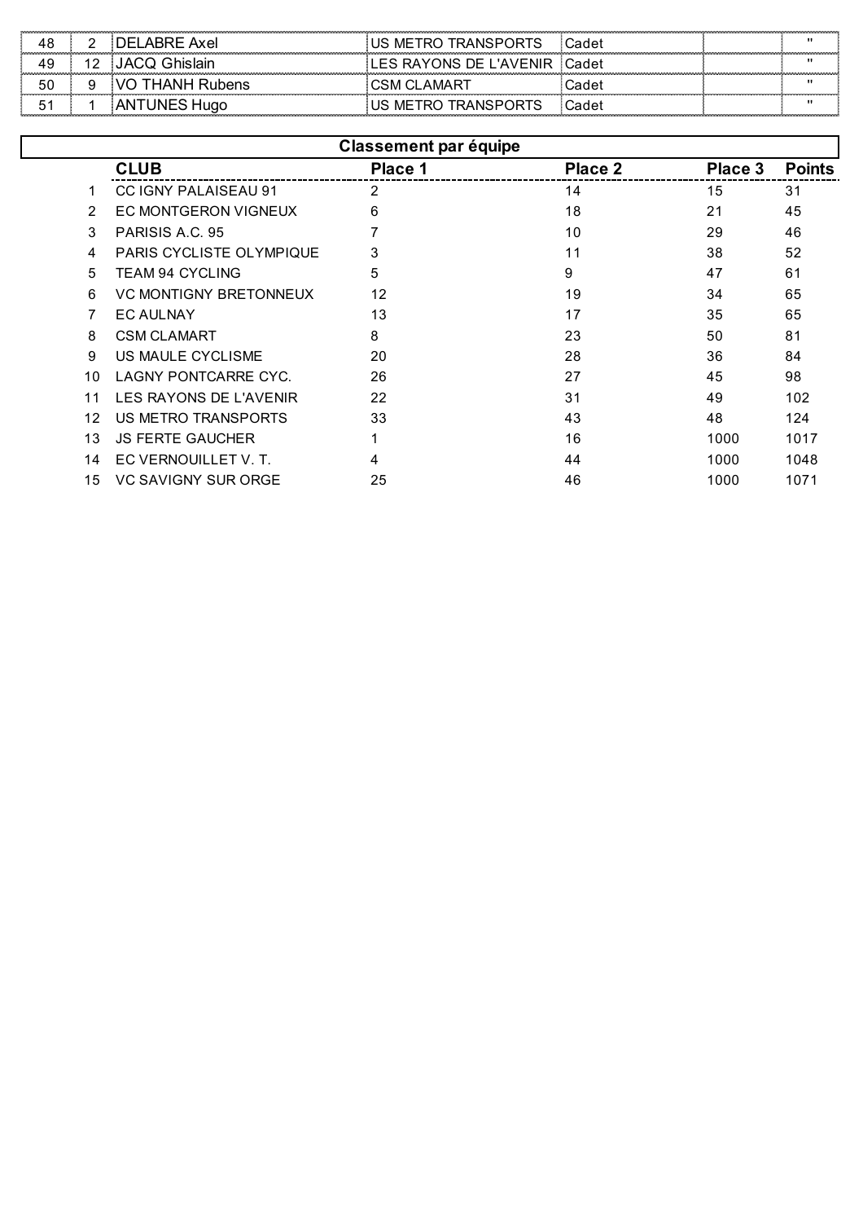| | | | | | | |
|---|---|---|---|---|---|---|
| 48 | 2 | DELABRE Axel | US METRO TRANSPORTS | Cadet | | " |
| 49 | 12 | JACQ Ghislain | LES RAYONS DE L'AVENIR | Cadet | | " |
| 50 | 9 | VO THANH Rubens | CSM CLAMART | Cadet | | " |
| 51 | 1 | ANTUNES Hugo | US METRO TRANSPORTS | Cadet | | " |

## Classement par équipe

| | CLUB | Place 1 | Place 2 | Place 3 | Points |
|---|---|---|---|---|---|
| 1 | CC IGNY PALAISEAU 91 | 2 | 14 | 15 | 31 |
| 2 | EC MONTGERON VIGNEUX | 6 | 18 | 21 | 45 |
| 3 | PARISIS A.C. 95 | 7 | 10 | 29 | 46 |
| 4 | PARIS CYCLISTE OLYMPIQUE | 3 | 11 | 38 | 52 |
| 5 | TEAM 94 CYCLING | 5 | 9 | 47 | 61 |
| 6 | VC MONTIGNY BRETONNEUX | 12 | 19 | 34 | 65 |
| 7 | EC AULNAY | 13 | 17 | 35 | 65 |
| 8 | CSM CLAMART | 8 | 23 | 50 | 81 |
| 9 | US MAULE CYCLISME | 20 | 28 | 36 | 84 |
| 10 | LAGNY PONTCARRE CYC. | 26 | 27 | 45 | 98 |
| 11 | LES RAYONS DE L'AVENIR | 22 | 31 | 49 | 102 |
| 12 | US METRO TRANSPORTS | 33 | 43 | 48 | 124 |
| 13 | JS FERTE GAUCHER | 1 | 16 | 1000 | 1017 |
| 14 | EC VERNOUILLET V. T. | 4 | 44 | 1000 | 1048 |
| 15 | VC SAVIGNY SUR ORGE | 25 | 46 | 1000 | 1071 |